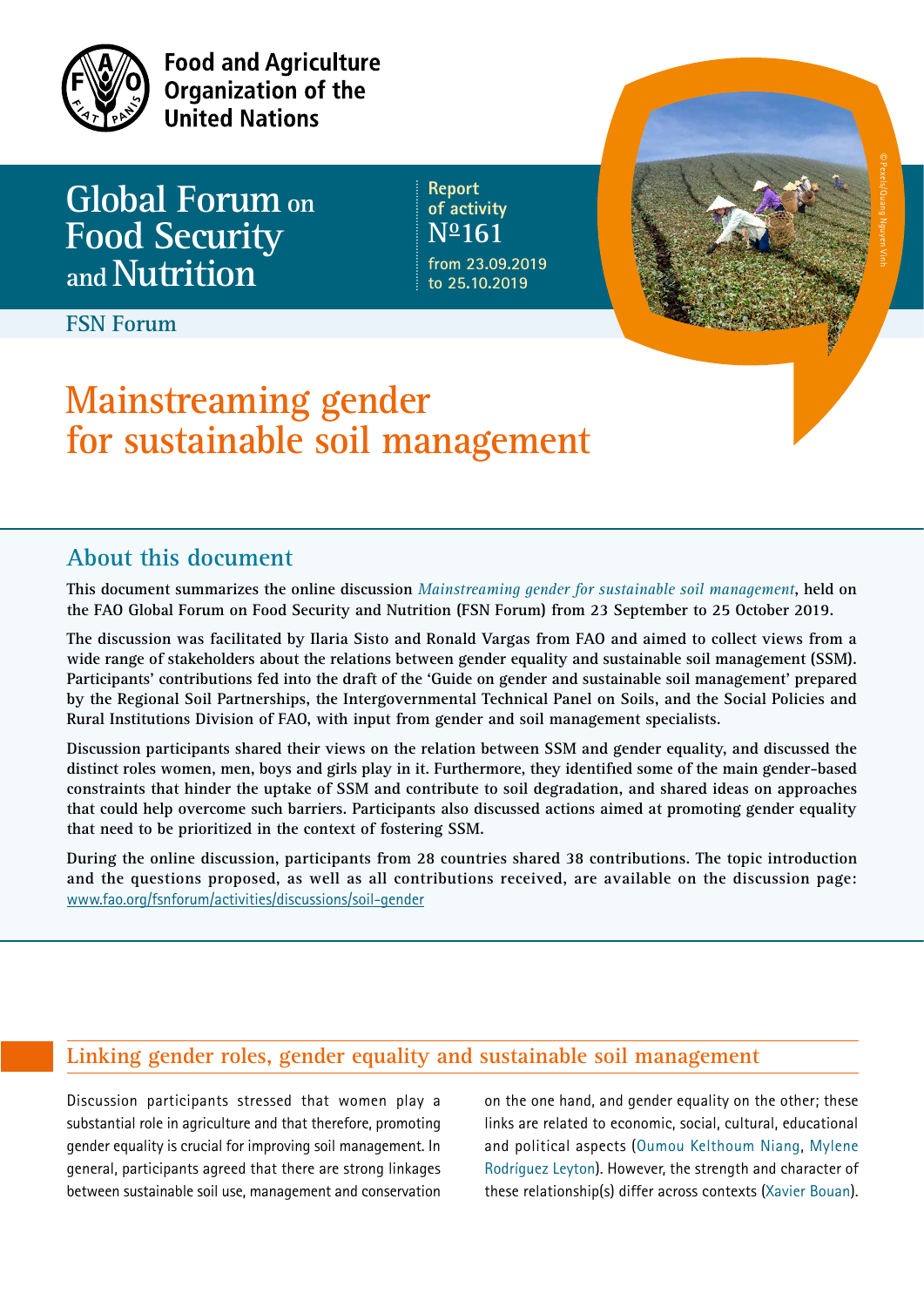Food and Agriculture Organization of the United Nations

# Global Forum on Food Security and Nutrition

FSN Forum

Report of activity
№161
from 23.09.2019 to 25.10.2019

# Mainstreaming gender for sustainable soil management

## About this document

**This document summarizes the online discussion *Mainstreaming gender for sustainable soil management*, held on the FAO Global Forum on Food Security and Nutrition (FSN Forum) from 23 September to 25 October 2019.**

**The discussion was facilitated by Ilaria Sisto and Ronald Vargas from FAO and aimed to collect views from a wide range of stakeholders about the relations between gender equality and sustainable soil management (SSM). Participants' contributions fed into the draft of the 'Guide on gender and sustainable soil management' prepared by the Regional Soil Partnerships, the Intergovernmental Technical Panel on Soils, and the Social Policies and Rural Institutions Division of FAO, with input from gender and soil management specialists.**

**Discussion participants shared their views on the relation between SSM and gender equality, and discussed the distinct roles women, men, boys and girls play in it. Furthermore, they identified some of the main gender-based constraints that hinder the uptake of SSM and contribute to soil degradation, and shared ideas on approaches that could help overcome such barriers. Participants also discussed actions aimed at promoting gender equality that need to be prioritized in the context of fostering SSM.**

**During the online discussion, participants from 28 countries shared 38 contributions. The topic introduction and the questions proposed, as well as all contributions received, are available on the discussion page:** www.fao.org/fsnforum/activities/discussions/soil-gender

## Linking gender roles, gender equality and sustainable soil management

Discussion participants stressed that women play a substantial role in agriculture and that therefore, promoting gender equality is crucial for improving soil management. In general, participants agreed that there are strong linkages between sustainable soil use, management and conservation on the one hand, and gender equality on the other; these links are related to economic, social, cultural, educational and political aspects (Oumou Kelthoum Niang, Mylene Rodríguez Leyton). However, the strength and character of these relationship(s) differ across contexts (Xavier Bouan).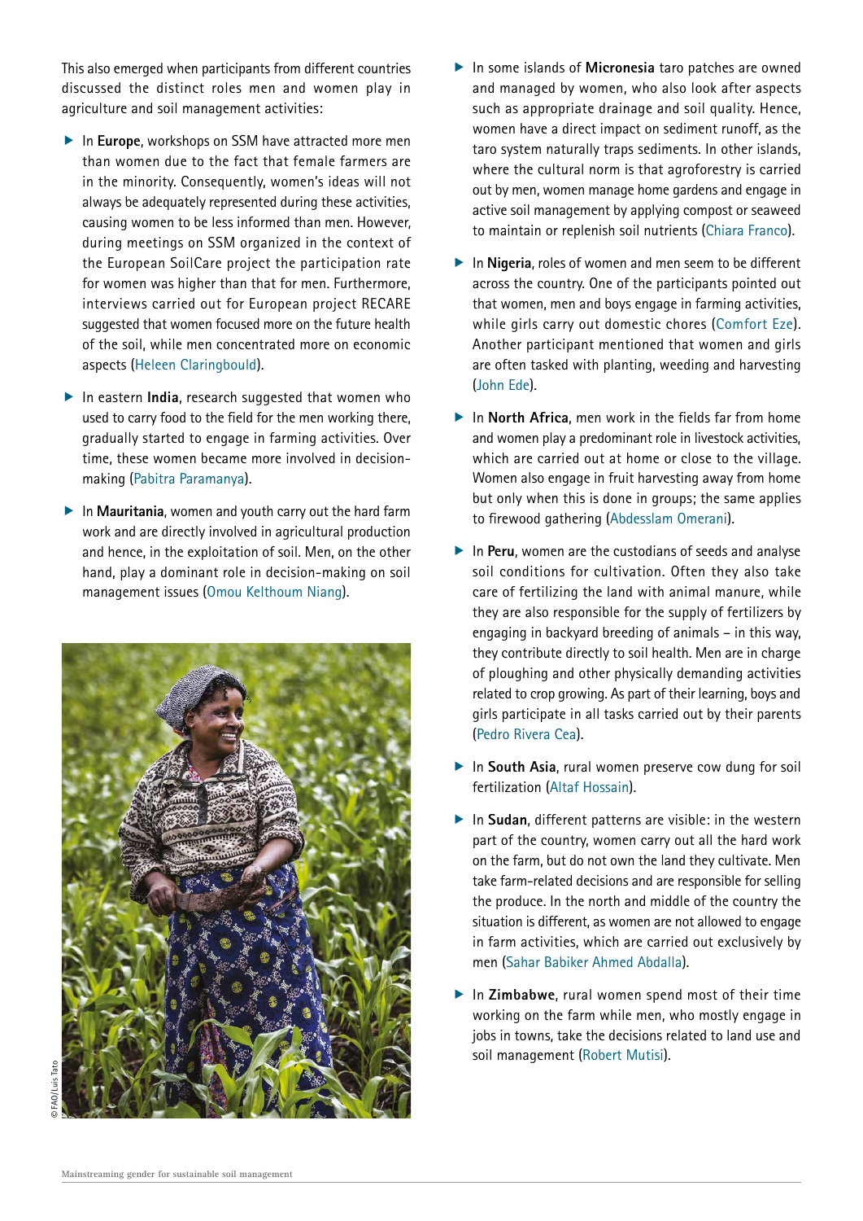This also emerged when participants from different countries discussed the distinct roles men and women play in agriculture and soil management activities:

- In **Europe**, workshops on SSM have attracted more men than women due to the fact that female farmers are in the minority. Consequently, women's ideas will not always be adequately represented during these activities, causing women to be less informed than men. However, during meetings on SSM organized in the context of the European SoilCare project the participation rate for women was higher than that for men. Furthermore, interviews carried out for European project RECARE suggested that women focused more on the future health of the soil, while men concentrated more on economic aspects (Heleen Claringbould).

- In eastern **India**, research suggested that women who used to carry food to the field for the men working there, gradually started to engage in farming activities. Over time, these women became more involved in decision-making (Pabitra Paramanya).

- In **Mauritania**, women and youth carry out the hard farm work and are directly involved in agricultural production and hence, in the exploitation of soil. Men, on the other hand, play a dominant role in decision-making on soil management issues (Omou Kelthoum Niang).

© FAO/Luis Tato

- In some islands of **Micronesia** taro patches are owned and managed by women, who also look after aspects such as appropriate drainage and soil quality. Hence, women have a direct impact on sediment runoff, as the taro system naturally traps sediments. In other islands, where the cultural norm is that agroforestry is carried out by men, women manage home gardens and engage in active soil management by applying compost or seaweed to maintain or replenish soil nutrients (Chiara Franco).

- In **Nigeria**, roles of women and men seem to be different across the country. One of the participants pointed out that women, men and boys engage in farming activities, while girls carry out domestic chores (Comfort Eze). Another participant mentioned that women and girls are often tasked with planting, weeding and harvesting (John Ede).

- In **North Africa**, men work in the fields far from home and women play a predominant role in livestock activities, which are carried out at home or close to the village. Women also engage in fruit harvesting away from home but only when this is done in groups; the same applies to firewood gathering (Abdesslam Omerani).

- In **Peru**, women are the custodians of seeds and analyse soil conditions for cultivation. Often they also take care of fertilizing the land with animal manure, while they are also responsible for the supply of fertilizers by engaging in backyard breeding of animals – in this way, they contribute directly to soil health. Men are in charge of ploughing and other physically demanding activities related to crop growing. As part of their learning, boys and girls participate in all tasks carried out by their parents (Pedro Rivera Cea).

- In **South Asia**, rural women preserve cow dung for soil fertilization (Altaf Hossain).

- In **Sudan**, different patterns are visible: in the western part of the country, women carry out all the hard work on the farm, but do not own the land they cultivate. Men take farm-related decisions and are responsible for selling the produce. In the north and middle of the country the situation is different, as women are not allowed to engage in farm activities, which are carried out exclusively by men (Sahar Babiker Ahmed Abdalla).

- In **Zimbabwe**, rural women spend most of their time working on the farm while men, who mostly engage in jobs in towns, take the decisions related to land use and soil management (Robert Mutisi).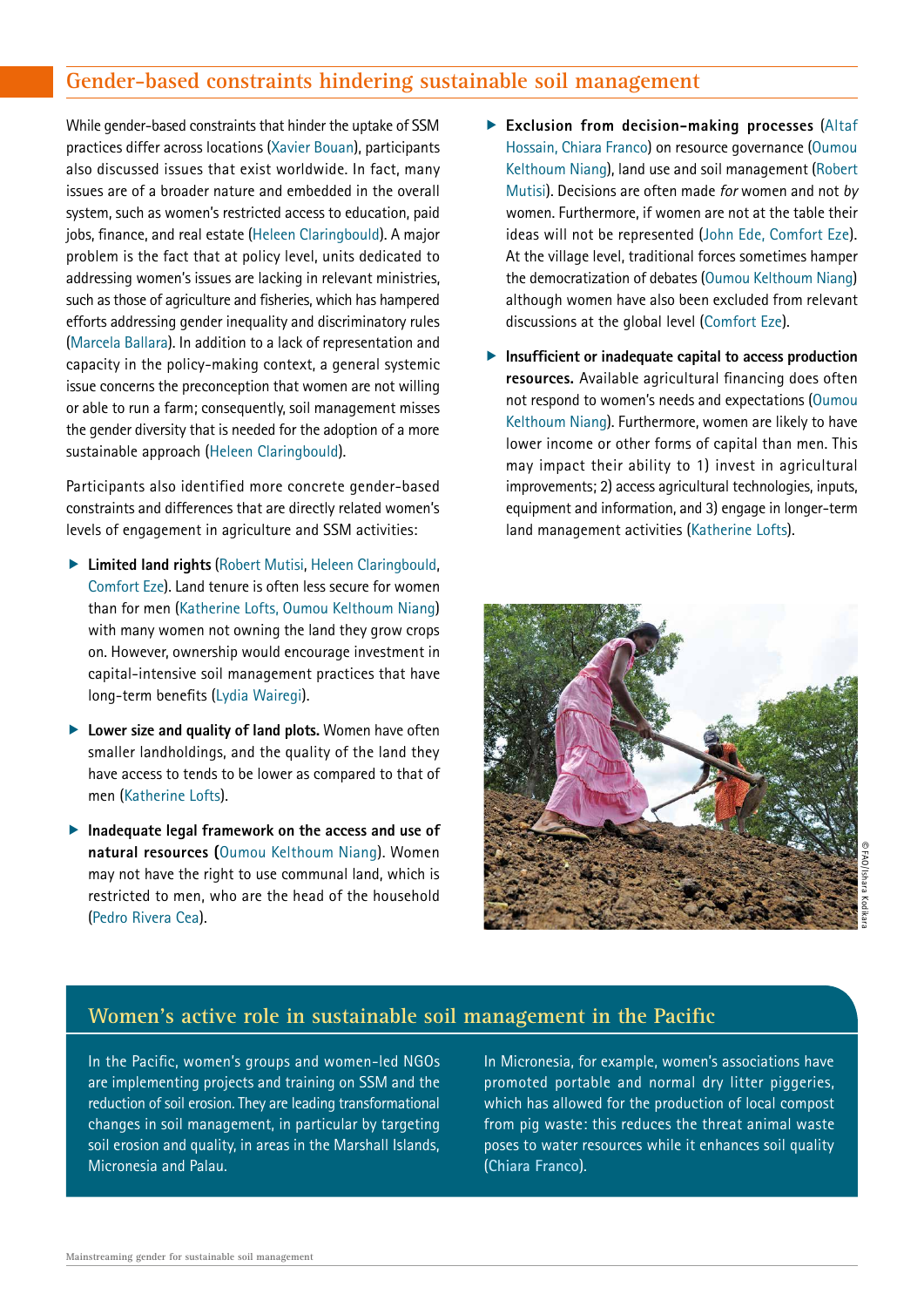## Gender-based constraints hindering sustainable soil management

While gender-based constraints that hinder the uptake of SSM practices differ across locations (Xavier Bouan), participants also discussed issues that exist worldwide. In fact, many issues are of a broader nature and embedded in the overall system, such as women's restricted access to education, paid jobs, finance, and real estate (Heleen Claringbould). A major problem is the fact that at policy level, units dedicated to addressing women's issues are lacking in relevant ministries, such as those of agriculture and fisheries, which has hampered efforts addressing gender inequality and discriminatory rules (Marcela Ballara). In addition to a lack of representation and capacity in the policy-making context, a general systemic issue concerns the preconception that women are not willing or able to run a farm; consequently, soil management misses the gender diversity that is needed for the adoption of a more sustainable approach (Heleen Claringbould).

Participants also identified more concrete gender-based constraints and differences that are directly related women's levels of engagement in agriculture and SSM activities:

- **Limited land rights** (Robert Mutisi, Heleen Claringbould, Comfort Eze). Land tenure is often less secure for women than for men (Katherine Lofts, Oumou Kelthoum Niang) with many women not owning the land they grow crops on. However, ownership would encourage investment in capital-intensive soil management practices that have long-term benefits (Lydia Wairegi).
- **Lower size and quality of land plots.** Women have often smaller landholdings, and the quality of the land they have access to tends to be lower as compared to that of men (Katherine Lofts).
- **Inadequate legal framework on the access and use of natural resources** (Oumou Kelthoum Niang). Women may not have the right to use communal land, which is restricted to men, who are the head of the household (Pedro Rivera Cea).
- **Exclusion from decision-making processes** (Altaf Hossain, Chiara Franco) on resource governance (Oumou Kelthoum Niang), land use and soil management (Robert Mutisi). Decisions are often made *for* women and not *by* women. Furthermore, if women are not at the table their ideas will not be represented (John Ede, Comfort Eze). At the village level, traditional forces sometimes hamper the democratization of debates (Oumou Kelthoum Niang) although women have also been excluded from relevant discussions at the global level (Comfort Eze).
- **Insufficient or inadequate capital to access production resources.** Available agricultural financing does often not respond to women's needs and expectations (Oumou Kelthoum Niang). Furthermore, women are likely to have lower income or other forms of capital than men. This may impact their ability to 1) invest in agricultural improvements; 2) access agricultural technologies, inputs, equipment and information, and 3) engage in longer-term land management activities (Katherine Lofts).

© FAO/Ishara Kodikara

### Women's active role in sustainable soil management in the Pacific

In the Pacific, women's groups and women-led NGOs are implementing projects and training on SSM and the reduction of soil erosion. They are leading transformational changes in soil management, in particular by targeting soil erosion and quality, in areas in the Marshall Islands, Micronesia and Palau.

In Micronesia, for example, women's associations have promoted portable and normal dry litter piggeries, which has allowed for the production of local compost from pig waste: this reduces the threat animal waste poses to water resources while it enhances soil quality (Chiara Franco).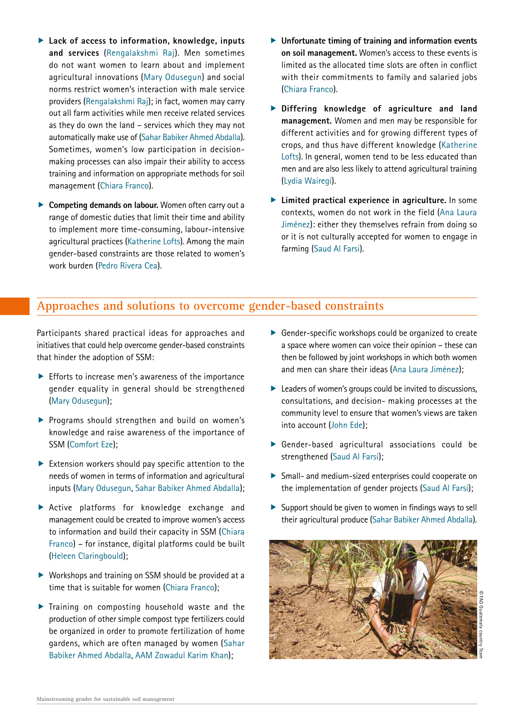- **Lack of access to information, knowledge, inputs and services** (Rengalakshmi Raj). Men sometimes do not want women to learn about and implement agricultural innovations (Mary Odusegun) and social norms restrict women's interaction with male service providers (Rengalakshmi Raj); in fact, women may carry out all farm activities while men receive related services as they do own the land – services which they may not automatically make use of (Sahar Babiker Ahmed Abdalla). Sometimes, women's low participation in decision-making processes can also impair their ability to access training and information on appropriate methods for soil management (Chiara Franco).

- **Competing demands on labour.** Women often carry out a range of domestic duties that limit their time and ability to implement more time-consuming, labour-intensive agricultural practices (Katherine Lofts). Among the main gender-based constraints are those related to women's work burden (Pedro Rivera Cea).

- **Unfortunate timing of training and information events on soil management.** Women's access to these events is limited as the allocated time slots are often in conflict with their commitments to family and salaried jobs (Chiara Franco).

- **Differing knowledge of agriculture and land management.** Women and men may be responsible for different activities and for growing different types of crops, and thus have different knowledge (Katherine Lofts). In general, women tend to be less educated than men and are also less likely to attend agricultural training (Lydia Wairegi).

- **Limited practical experience in agriculture.** In some contexts, women do not work in the field (Ana Laura Jiménez): either they themselves refrain from doing so or it is not culturally accepted for women to engage in farming (Saud Al Farsi).

## Approaches and solutions to overcome gender-based constraints

Participants shared practical ideas for approaches and initiatives that could help overcome gender-based constraints that hinder the adoption of SSM:

- Efforts to increase men's awareness of the importance gender equality in general should be strengthened (Mary Odusegun);

- Programs should strengthen and build on women's knowledge and raise awareness of the importance of SSM (Comfort Eze);

- Extension workers should pay specific attention to the needs of women in terms of information and agricultural inputs (Mary Odusegun, Sahar Babiker Ahmed Abdalla);

- Active platforms for knowledge exchange and management could be created to improve women's access to information and build their capacity in SSM (Chiara Franco) – for instance, digital platforms could be built (Heleen Claringbould);

- Workshops and training on SSM should be provided at a time that is suitable for women (Chiara Franco);

- Training on composting household waste and the production of other simple compost type fertilizers could be organized in order to promote fertilization of home gardens, which are often managed by women (Sahar Babiker Ahmed Abdalla, AAM Zowadul Karim Khan);

- Gender-specific workshops could be organized to create a space where women can voice their opinion – these can then be followed by joint workshops in which both women and men can share their ideas (Ana Laura Jiménez);

- Leaders of women's groups could be invited to discussions, consultations, and decision- making processes at the community level to ensure that women's views are taken into account (John Ede);

- Gender-based agricultural associations could be strengthened (Saud Al Farsi);

- Small- and medium-sized enterprises could cooperate on the implementation of gender projects (Saud Al Farsi);

- Support should be given to women in findings ways to sell their agricultural produce (Sahar Babiker Ahmed Abdalla).

© FAO Guatemala country Team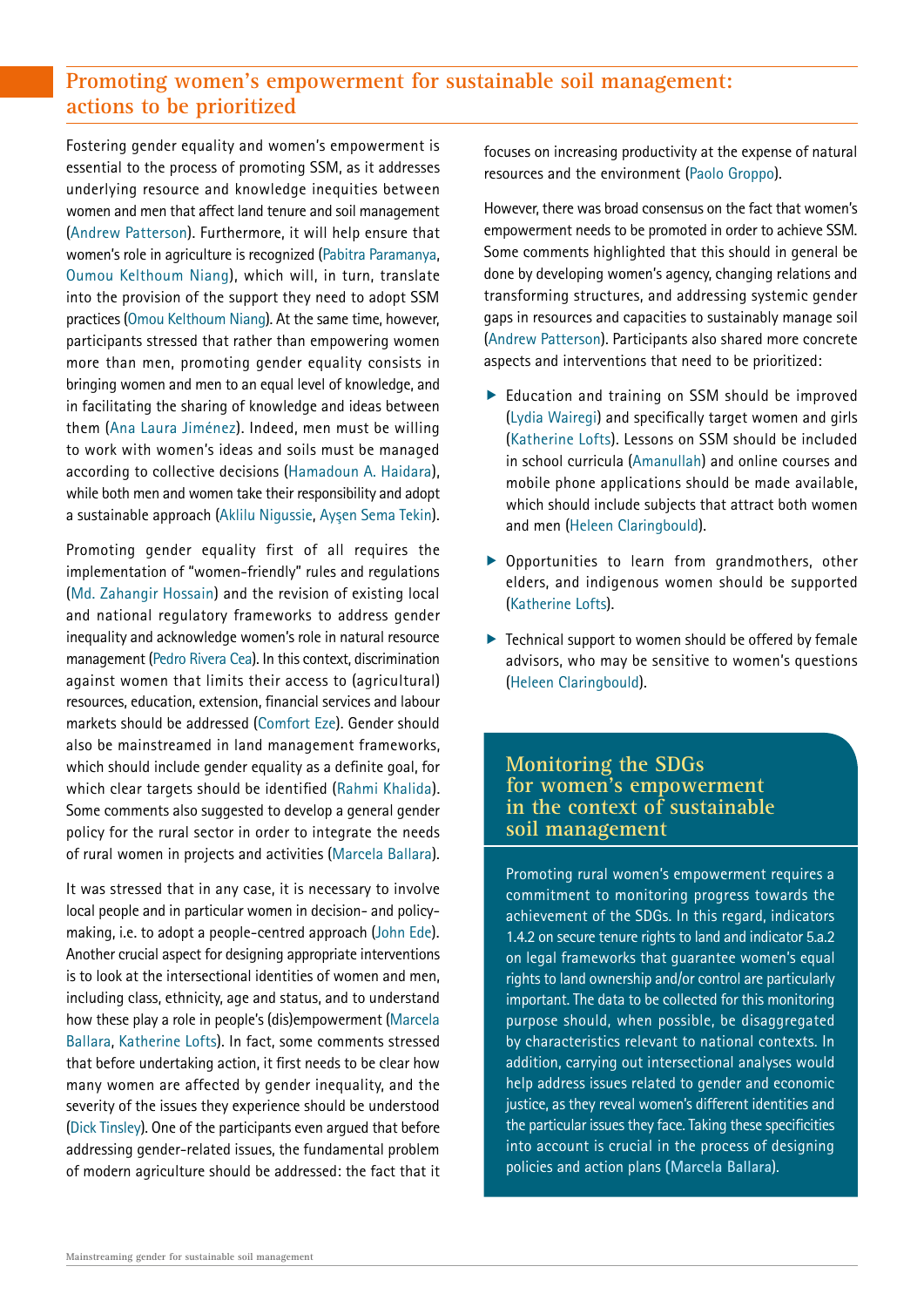## Promoting women's empowerment for sustainable soil management: actions to be prioritized

Fostering gender equality and women's empowerment is essential to the process of promoting SSM, as it addresses underlying resource and knowledge inequities between women and men that affect land tenure and soil management (Andrew Patterson). Furthermore, it will help ensure that women's role in agriculture is recognized (Pabitra Paramanya, Oumou Kelthoum Niang), which will, in turn, translate into the provision of the support they need to adopt SSM practices (Omou Kelthoum Niang). At the same time, however, participants stressed that rather than empowering women more than men, promoting gender equality consists in bringing women and men to an equal level of knowledge, and in facilitating the sharing of knowledge and ideas between them (Ana Laura Jiménez). Indeed, men must be willing to work with women's ideas and soils must be managed according to collective decisions (Hamadoun A. Haidara), while both men and women take their responsibility and adopt a sustainable approach (Aklilu Nigussie, Ayşen Sema Tekin).

Promoting gender equality first of all requires the implementation of "women-friendly" rules and regulations (Md. Zahangir Hossain) and the revision of existing local and national regulatory frameworks to address gender inequality and acknowledge women's role in natural resource management (Pedro Rivera Cea). In this context, discrimination against women that limits their access to (agricultural) resources, education, extension, financial services and labour markets should be addressed (Comfort Eze). Gender should also be mainstreamed in land management frameworks, which should include gender equality as a definite goal, for which clear targets should be identified (Rahmi Khalida). Some comments also suggested to develop a general gender policy for the rural sector in order to integrate the needs of rural women in projects and activities (Marcela Ballara).

It was stressed that in any case, it is necessary to involve local people and in particular women in decision- and policy-making, i.e. to adopt a people-centred approach (John Ede). Another crucial aspect for designing appropriate interventions is to look at the intersectional identities of women and men, including class, ethnicity, age and status, and to understand how these play a role in people's (dis)empowerment (Marcela Ballara, Katherine Lofts). In fact, some comments stressed that before undertaking action, it first needs to be clear how many women are affected by gender inequality, and the severity of the issues they experience should be understood (Dick Tinsley). One of the participants even argued that before addressing gender-related issues, the fundamental problem of modern agriculture should be addressed: the fact that it focuses on increasing productivity at the expense of natural resources and the environment (Paolo Groppo).

However, there was broad consensus on the fact that women's empowerment needs to be promoted in order to achieve SSM. Some comments highlighted that this should in general be done by developing women's agency, changing relations and transforming structures, and addressing systemic gender gaps in resources and capacities to sustainably manage soil (Andrew Patterson). Participants also shared more concrete aspects and interventions that need to be prioritized:

- Education and training on SSM should be improved (Lydia Wairegi) and specifically target women and girls (Katherine Lofts). Lessons on SSM should be included in school curricula (Amanullah) and online courses and mobile phone applications should be made available, which should include subjects that attract both women and men (Heleen Claringbould).
- Opportunities to learn from grandmothers, other elders, and indigenous women should be supported (Katherine Lofts).
- Technical support to women should be offered by female advisors, who may be sensitive to women's questions (Heleen Claringbould).

### Monitoring the SDGs for women's empowerment in the context of sustainable soil management

Promoting rural women's empowerment requires a commitment to monitoring progress towards the achievement of the SDGs. In this regard, indicators 1.4.2 on secure tenure rights to land and indicator 5.a.2 on legal frameworks that guarantee women's equal rights to land ownership and/or control are particularly important. The data to be collected for this monitoring purpose should, when possible, be disaggregated by characteristics relevant to national contexts. In addition, carrying out intersectional analyses would help address issues related to gender and economic justice, as they reveal women's different identities and the particular issues they face. Taking these specificities into account is crucial in the process of designing policies and action plans (Marcela Ballara).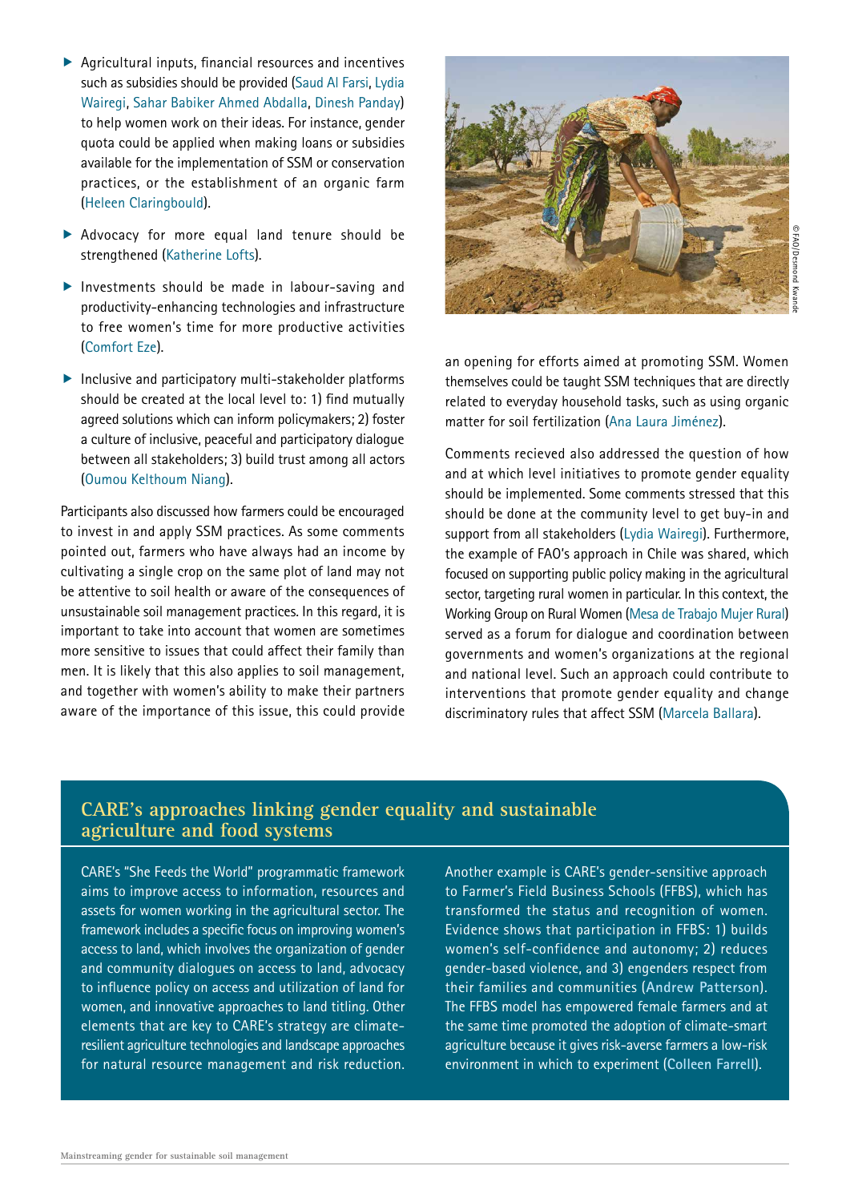- Agricultural inputs, financial resources and incentives such as subsidies should be provided (Saud Al Farsi, Lydia Wairegi, Sahar Babiker Ahmed Abdalla, Dinesh Panday) to help women work on their ideas. For instance, gender quota could be applied when making loans or subsidies available for the implementation of SSM or conservation practices, or the establishment of an organic farm (Heleen Claringbould).
- Advocacy for more equal land tenure should be strengthened (Katherine Lofts).
- Investments should be made in labour-saving and productivity-enhancing technologies and infrastructure to free women's time for more productive activities (Comfort Eze).
- Inclusive and participatory multi-stakeholder platforms should be created at the local level to: 1) find mutually agreed solutions which can inform policymakers; 2) foster a culture of inclusive, peaceful and participatory dialogue between all stakeholders; 3) build trust among all actors (Oumou Kelthoum Niang).

Participants also discussed how farmers could be encouraged to invest in and apply SSM practices. As some comments pointed out, farmers who have always had an income by cultivating a single crop on the same plot of land may not be attentive to soil health or aware of the consequences of unsustainable soil management practices. In this regard, it is important to take into account that women are sometimes more sensitive to issues that could affect their family than men. It is likely that this also applies to soil management, and together with women's ability to make their partners aware of the importance of this issue, this could provide an opening for efforts aimed at promoting SSM. Women themselves could be taught SSM techniques that are directly related to everyday household tasks, such as using organic matter for soil fertilization (Ana Laura Jiménez).

© FAO/Desmond Kwande

Comments recieved also addressed the question of how and at which level initiatives to promote gender equality should be implemented. Some comments stressed that this should be done at the community level to get buy-in and support from all stakeholders (Lydia Wairegi). Furthermore, the example of FAO's approach in Chile was shared, which focused on supporting public policy making in the agricultural sector, targeting rural women in particular. In this context, the Working Group on Rural Women (Mesa de Trabajo Mujer Rural) served as a forum for dialogue and coordination between governments and women's organizations at the regional and national level. Such an approach could contribute to interventions that promote gender equality and change discriminatory rules that affect SSM (Marcela Ballara).

## CARE's approaches linking gender equality and sustainable agriculture and food systems

CARE's "She Feeds the World" programmatic framework aims to improve access to information, resources and assets for women working in the agricultural sector. The framework includes a specific focus on improving women's access to land, which involves the organization of gender and community dialogues on access to land, advocacy to influence policy on access and utilization of land for women, and innovative approaches to land titling. Other elements that are key to CARE's strategy are climate-resilient agriculture technologies and landscape approaches for natural resource management and risk reduction.

Another example is CARE's gender-sensitive approach to Farmer's Field Business Schools (FFBS), which has transformed the status and recognition of women. Evidence shows that participation in FFBS: 1) builds women's self-confidence and autonomy; 2) reduces gender-based violence, and 3) engenders respect from their families and communities (Andrew Patterson). The FFBS model has empowered female farmers and at the same time promoted the adoption of climate-smart agriculture because it gives risk-averse farmers a low-risk environment in which to experiment (Colleen Farrell).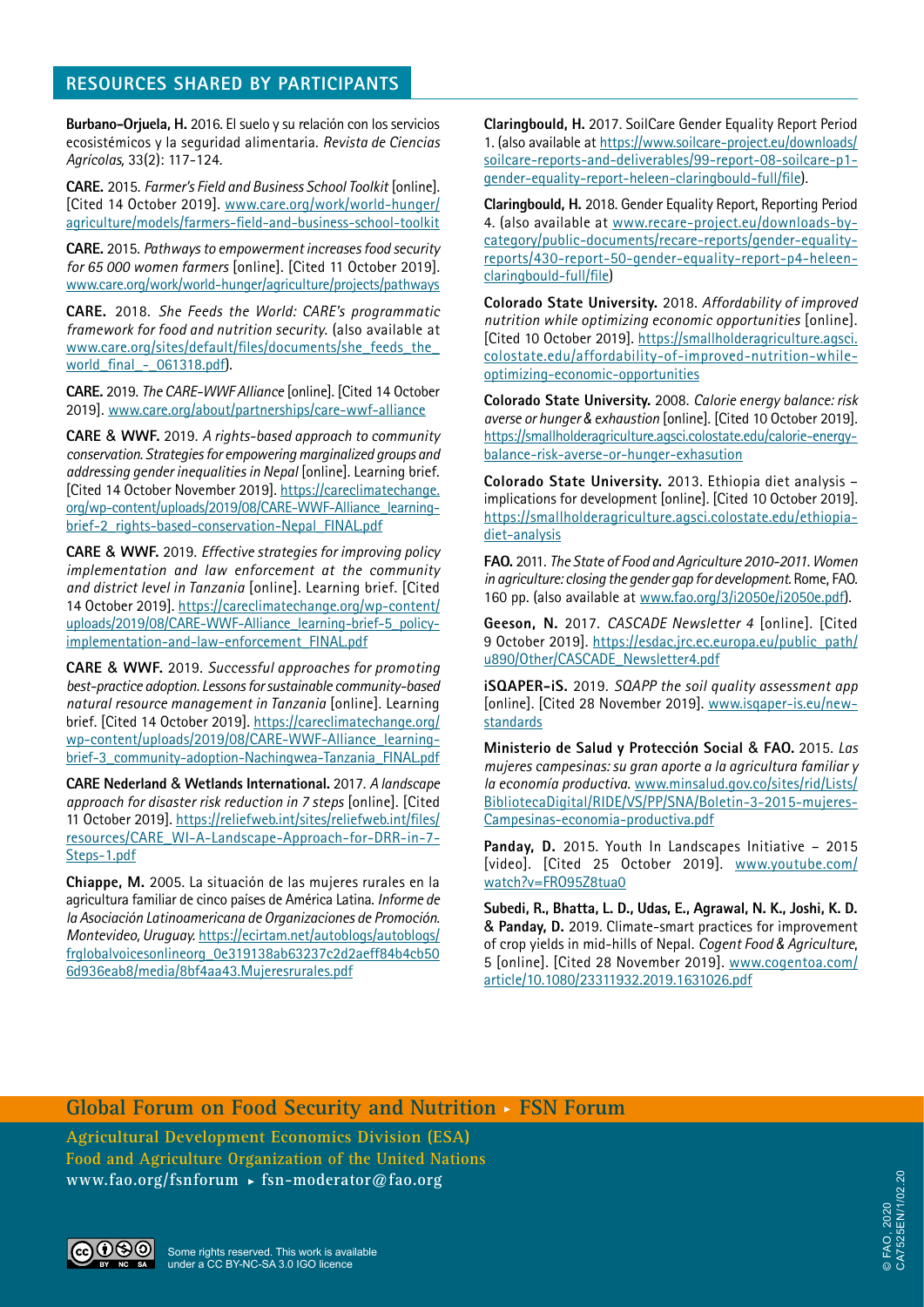## RESOURCES SHARED BY PARTICIPANTS

**Burbano-Orjuela, H.** 2016. El suelo y su relación con los servicios ecosistémicos y la seguridad alimentaria. *Revista de Ciencias Agrícolas,* 33(2): 117-124.

**CARE.** 2015. *Farmer's Field and Business School Toolkit* [online]. [Cited 14 October 2019]. www.care.org/work/world-hunger/agriculture/models/farmers-field-and-business-school-toolkit

**CARE.** 2015. *Pathways to empowerment increases food security for 65 000 women farmers* [online]. [Cited 11 October 2019]. www.care.org/work/world-hunger/agriculture/projects/pathways

**CARE.** 2018. *She Feeds the World: CARE's programmatic framework for food and nutrition security.* (also available at www.care.org/sites/default/files/documents/she_feeds_the_world_final_-_061318.pdf).

**CARE.** 2019. *The CARE-WWF Alliance* [online]. [Cited 14 October 2019]. www.care.org/about/partnerships/care-wwf-alliance

**CARE & WWF.** 2019. *A rights-based approach to community conservation. Strategies for empowering marginalized groups and addressing gender inequalities in Nepal* [online]. Learning brief. [Cited 14 October November 2019]. https://careclimatechange.org/wp-content/uploads/2019/08/CARE-WWF-Alliance_learning-brief-2_rights-based-conservation-Nepal_FINAL.pdf

**CARE & WWF.** 2019. *Effective strategies for improving policy implementation and law enforcement at the community and district level in Tanzania* [online]. Learning brief. [Cited 14 October 2019]. https://careclimatechange.org/wp-content/uploads/2019/08/CARE-WWF-Alliance_learning-brief-5_policy-implementation-and-law-enforcement_FINAL.pdf

**CARE & WWF.** 2019. *Successful approaches for promoting best-practice adoption. Lessons for sustainable community-based natural resource management in Tanzania* [online]. Learning brief. [Cited 14 October 2019]. https://careclimatechange.org/wp-content/uploads/2019/08/CARE-WWF-Alliance_learning-brief-3_community-adoption-Nachingwea-Tanzania_FINAL.pdf

**CARE Nederland & Wetlands International.** 2017. *A landscape approach for disaster risk reduction in 7 steps* [online]. [Cited 11 October 2019]. https://reliefweb.int/sites/reliefweb.int/files/resources/CARE_WI-A-Landscape-Approach-for-DRR-in-7-Steps-1.pdf

**Chiappe, M.** 2005. La situación de las mujeres rurales en la agricultura familiar de cinco países de América Latina. *Informe de la Asociación Latinoamericana de Organizaciones de Promoción. Montevideo, Uruguay.* https://ecirtam.net/autoblogs/autoblogs/frglobalvoicesonlineorg_0e319138ab63237c2d2aeff84b4cb506d936eab8/media/8bf4aa43.Mujeresrurales.pdf

**Claringbould, H.** 2017. SoilCare Gender Equality Report Period 1. (also available at https://www.soilcare-project.eu/downloads/soilcare-reports-and-deliverables/99-report-08-soilcare-p1-gender-equality-report-heleen-claringbould-full/file).

**Claringbould, H.** 2018. Gender Equality Report, Reporting Period 4. (also available at www.recare-project.eu/downloads-by-category/public-documents/recare-reports/gender-equality-reports/430-report-50-gender-equality-report-p4-heleen-claringbould-full/file)

**Colorado State University.** 2018. *Affordability of improved nutrition while optimizing economic opportunities* [online]. [Cited 10 October 2019]. https://smallholderagriculture.agsci.colostate.edu/affordability-of-improved-nutrition-while-optimizing-economic-opportunities

**Colorado State University.** 2008. *Calorie energy balance: risk averse or hunger & exhaustion* [online]. [Cited 10 October 2019]. https://smallholderagriculture.agsci.colostate.edu/calorie-energy-balance-risk-averse-or-hunger-exhasution

**Colorado State University.** 2013. Ethiopia diet analysis – implications for development [online]. [Cited 10 October 2019]. https://smallholderagriculture.agsci.colostate.edu/ethiopia-diet-analysis

**FAO.** 2011. *The State of Food and Agriculture 2010-2011. Women in agriculture: closing the gender gap for development.* Rome, FAO. 160 pp. (also available at www.fao.org/3/i2050e/i2050e.pdf).

**Geeson, N.** 2017. *CASCADE Newsletter 4* [online]. [Cited 9 October 2019]. https://esdac.jrc.ec.europa.eu/public_path/u890/Other/CASCADE_Newsletter4.pdf

**iSQAPER-iS.** 2019. *SQAPP the soil quality assessment app* [online]. [Cited 28 November 2019]. www.isqaper-is.eu/new-standards

**Ministerio de Salud y Protección Social & FAO.** 2015. *Las mujeres campesinas: su gran aporte a la agricultura familiar y la economía productiva.* www.minsalud.gov.co/sites/rid/Lists/BibliotecaDigital/RIDE/VS/PP/SNA/Boletin-3-2015-mujeres-Campesinas-economia-productiva.pdf

**Panday, D.** 2015. Youth In Landscapes Initiative – 2015 [video]. [Cited 25 October 2019]. www.youtube.com/watch?v=FRO95Z8tua0

**Subedi, R., Bhatta, L. D., Udas, E., Agrawal, N. K., Joshi, K. D. & Panday, D.** 2019. Climate-smart practices for improvement of crop yields in mid-hills of Nepal. *Cogent Food & Agriculture*, 5 [online]. [Cited 28 November 2019]. www.cogentoa.com/article/10.1080/23311932.2019.1631026.pdf

**Global Forum on Food Security and Nutrition ▸ FSN Forum**

**Agricultural Development Economics Division (ESA)**
**Food and Agriculture Organization of the United Nations**
**www.fao.org/fsnforum ▸ fsn-moderator@fao.org**

Some rights reserved. This work is available under a CC BY-NC-SA 3.0 IGO licence

© FAO, 2020
CA7525EN/1/02.20